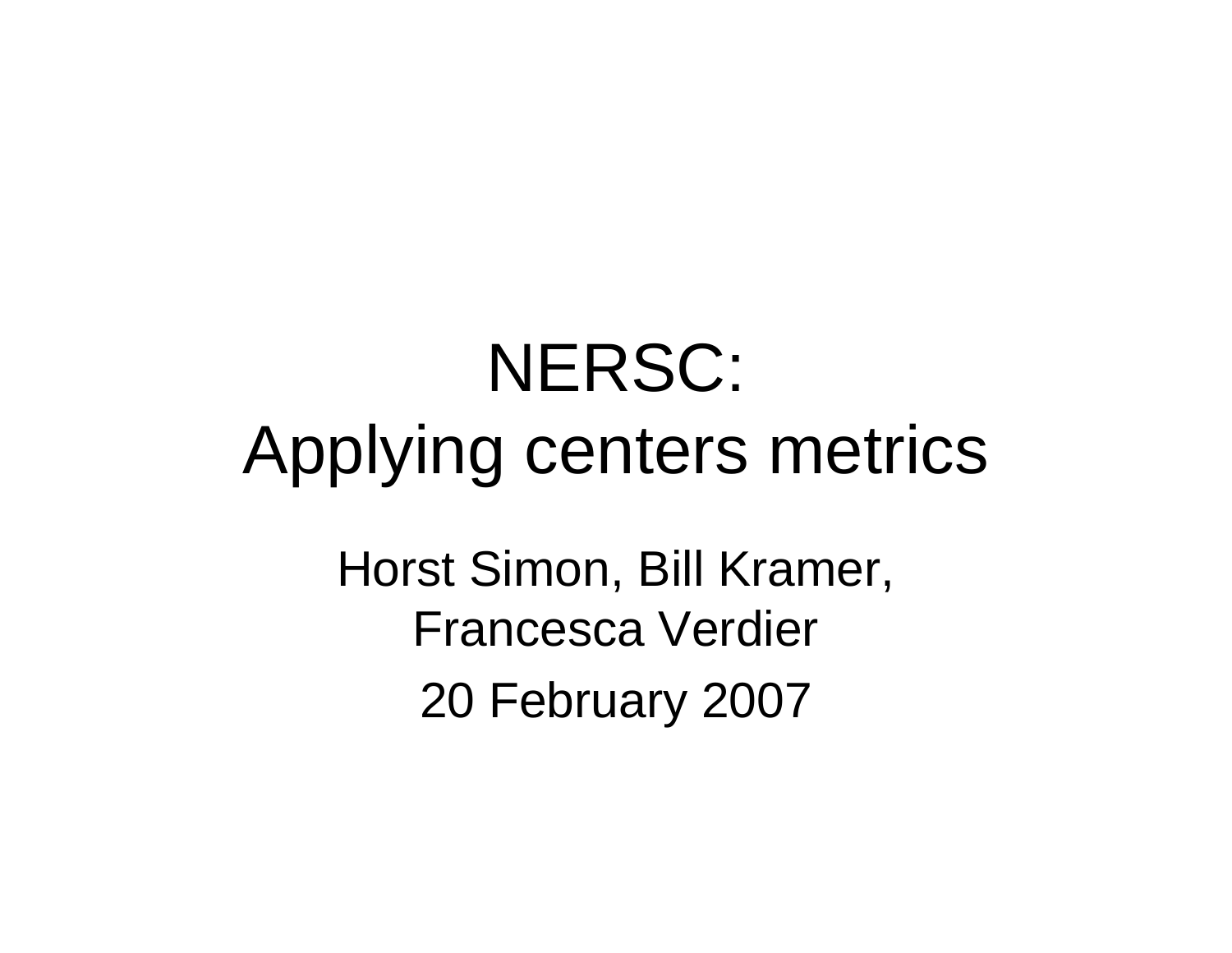# NERSC: Applying centers metrics

Horst Simon, Bill Kramer, Francesca Verdier

20 February 2007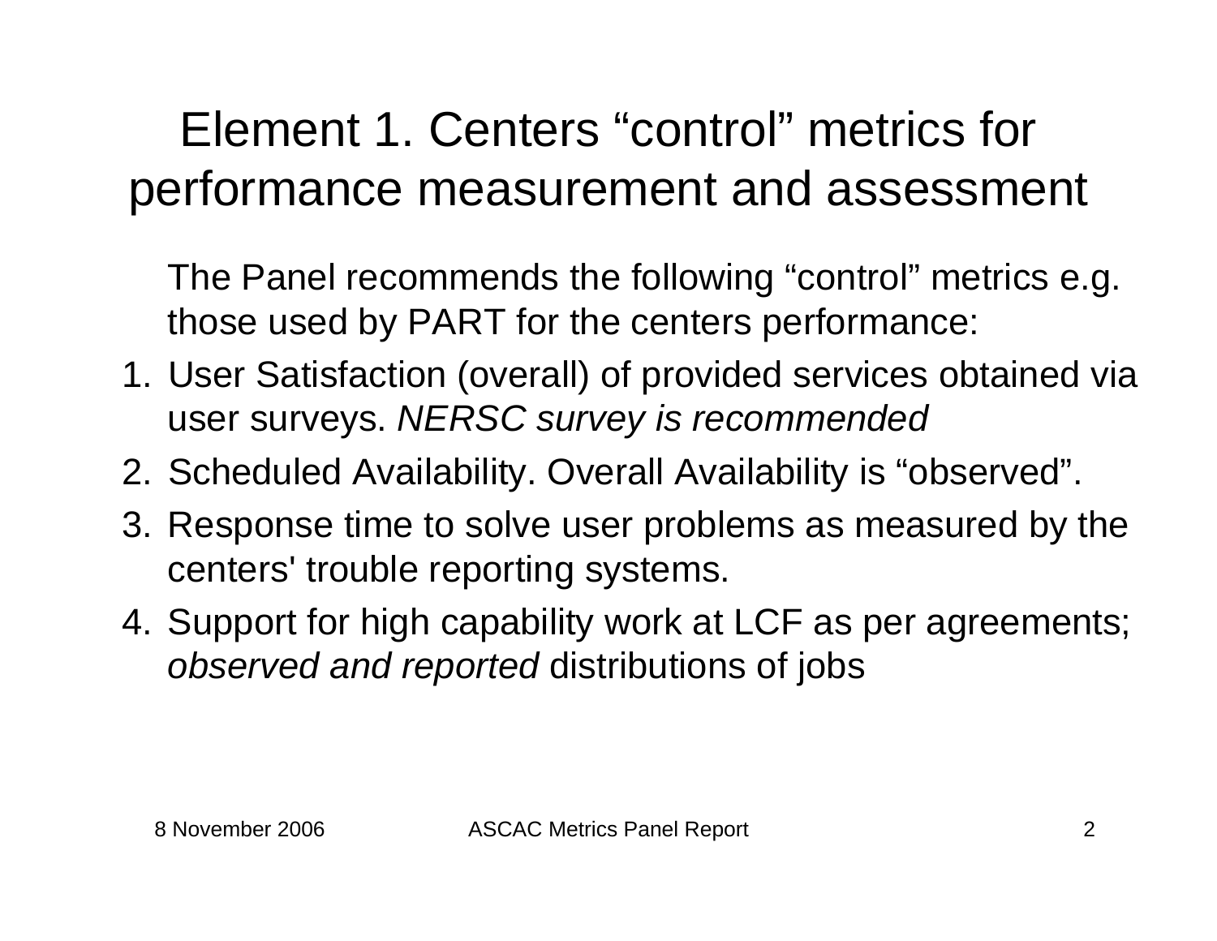# Element 1. Centers "control" metrics for performance measurement and assessment

The Panel recommends the following "control" metrics e.g. those used by PART for the centers performance:

1. User Satisfaction (overall) of provided services obtained via user surveys. *NERSC survey is recommended*
2. Scheduled Availability. Overall Availability is "observed".
3. Response time to solve user problems as measured by the centers' trouble reporting systems.
4. Support for high capability work at LCF as per agreements; *observed and reported* distributions of jobs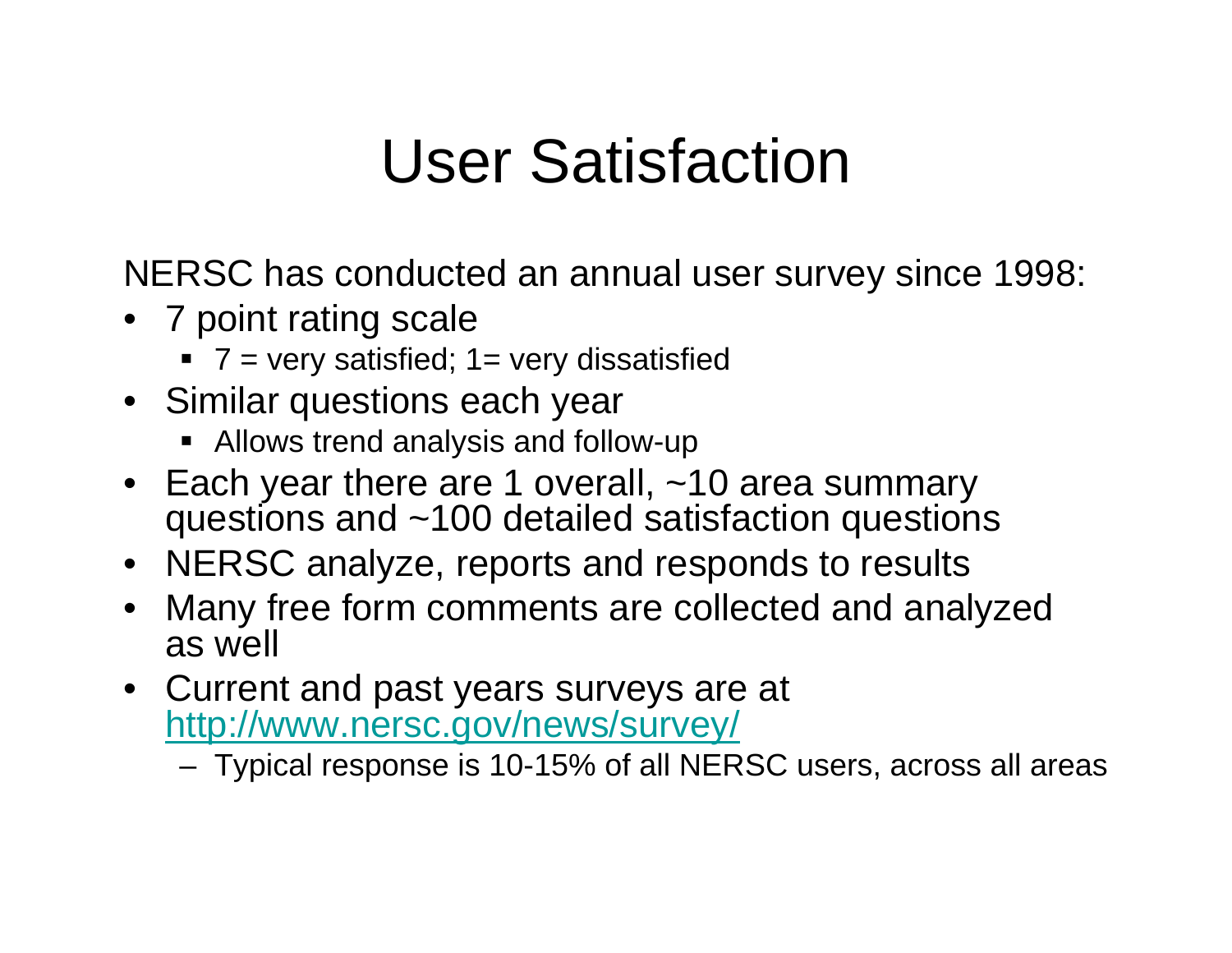# User Satisfaction

NERSC has conducted an annual user survey since 1998:

- 7 point rating scale
  - 7 = very satisfied; 1= very dissatisfied
- Similar questions each year
  - Allows trend analysis and follow-up
- Each year there are 1 overall, ~10 area summary questions and ~100 detailed satisfaction questions
- NERSC analyze, reports and responds to results
- Many free form comments are collected and analyzed as well
- Current and past years surveys are at [http://www.nersc.gov/news/survey/](http://www.nersc.gov/news/survey/)
  - Typical response is 10-15% of all NERSC users, across all areas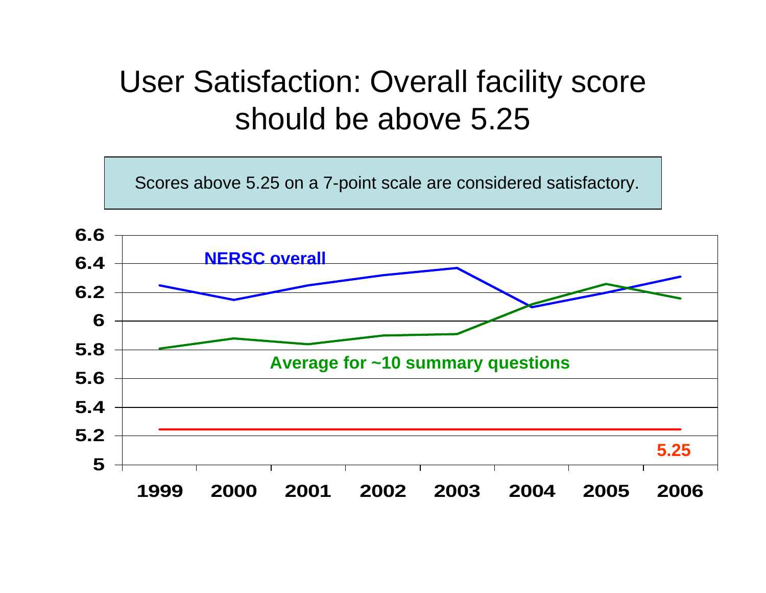# User Satisfaction: Overall facility score should be above 5.25

Scores above 5.25 on a 7-point scale are considered satisfactory.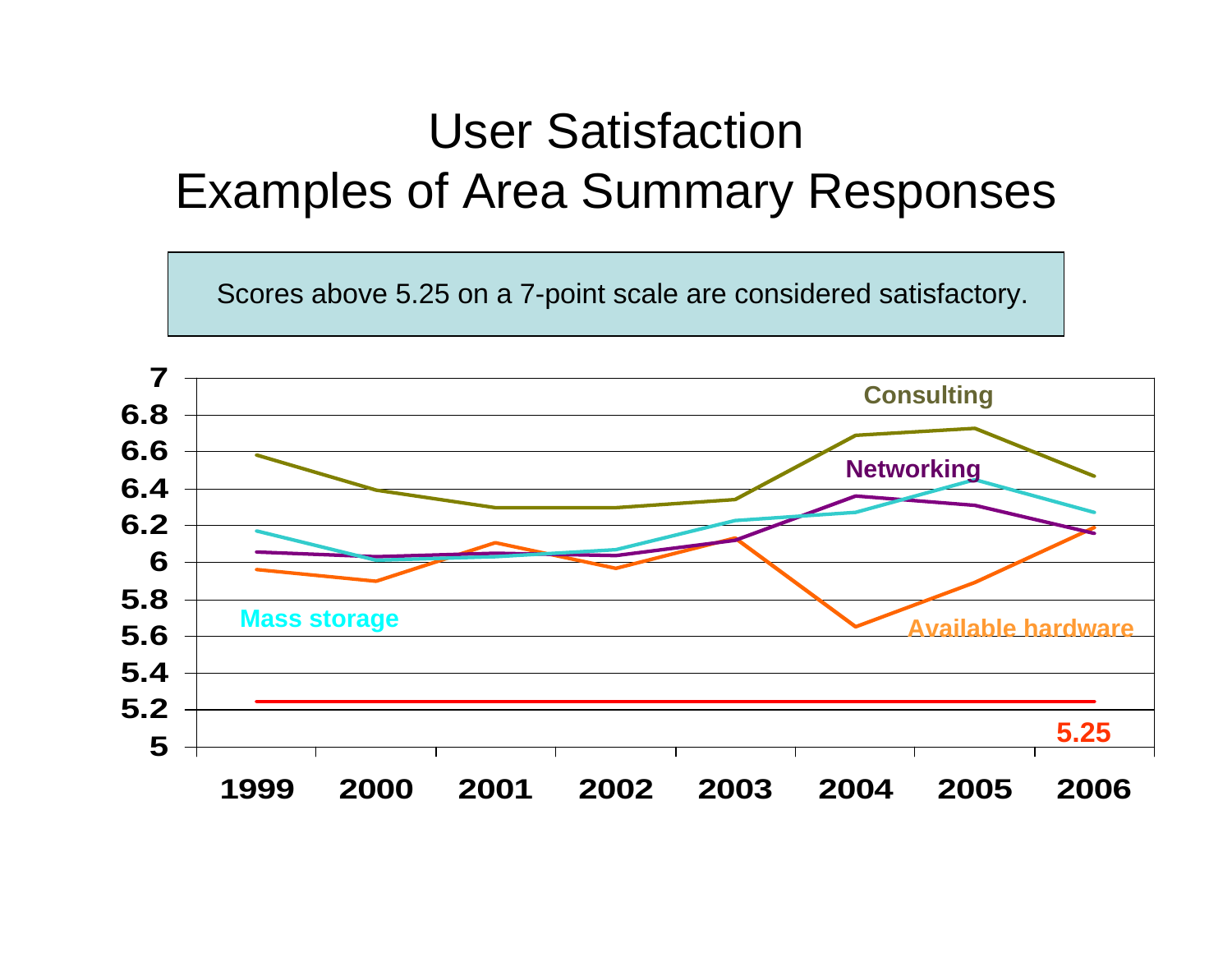# User Satisfaction
## Examples of Area Summary Responses

Scores above 5.25 on a 7-point scale are considered satisfactory.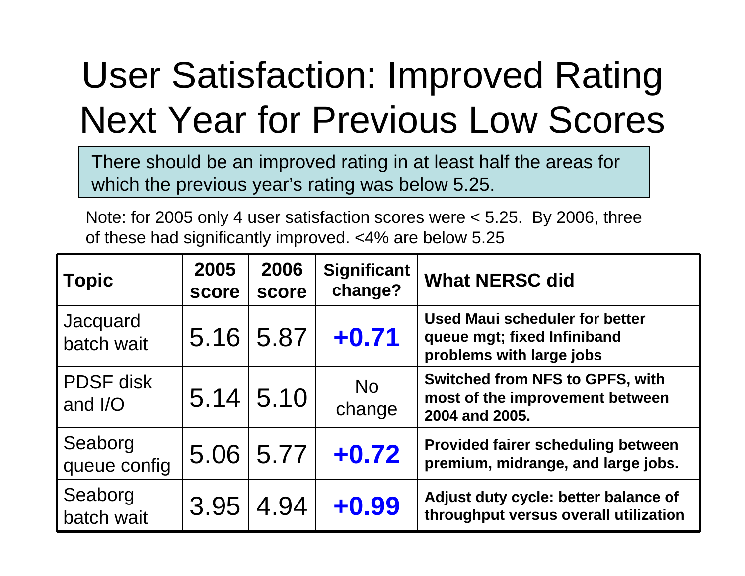# User Satisfaction: Improved Rating Next Year for Previous Low Scores

There should be an improved rating in at least half the areas for which the previous year's rating was below 5.25.

Note: for 2005 only 4 user satisfaction scores were < 5.25. By 2006, three of these had significantly improved. <4% are below 5.25

| Topic | 2005 score | 2006 score | Significant change? | What NERSC did |
|---|---|---|---|---|
| Jacquard batch wait | 5.16 | 5.87 | **+0.71** | **Used Maui scheduler for better queue mgt; fixed Infiniband problems with large jobs** |
| PDSF disk and I/O | 5.14 | 5.10 | No change | **Switched from NFS to GPFS, with most of the improvement between 2004 and 2005.** |
| Seaborg queue config | 5.06 | 5.77 | **+0.72** | **Provided fairer scheduling between premium, midrange, and large jobs.** |
| Seaborg batch wait | 3.95 | 4.94 | **+0.99** | **Adjust duty cycle: better balance of throughput versus overall utilization** |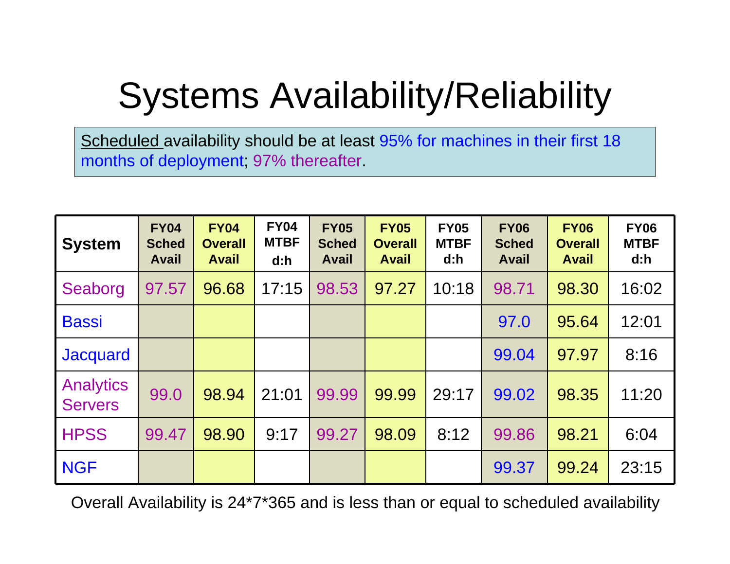# Systems Availability/Reliability

Scheduled availability should be at least 95% for machines in their first 18 months of deployment; 97% thereafter.

| System | FY04 Sched Avail | FY04 Overall Avail | FY04 MTBF d:h | FY05 Sched Avail | FY05 Overall Avail | FY05 MTBF d:h | FY06 Sched Avail | FY06 Overall Avail | FY06 MTBF d:h |
|---|---|---|---|---|---|---|---|---|---|
| Seaborg | 97.57 | 96.68 | 17:15 | 98.53 | 97.27 | 10:18 | 98.71 | 98.30 | 16:02 |
| Bassi | | | | | | | 97.0 | 95.64 | 12:01 |
| Jacquard | | | | | | | 99.04 | 97.97 | 8:16 |
| Analytics Servers | 99.0 | 98.94 | 21:01 | 99.99 | 99.99 | 29:17 | 99.02 | 98.35 | 11:20 |
| HPSS | 99.47 | 98.90 | 9:17 | 99.27 | 98.09 | 8:12 | 99.86 | 98.21 | 6:04 |
| NGF | | | | | | | 99.37 | 99.24 | 23:15 |

Overall Availability is 24*7*365 and is less than or equal to scheduled availability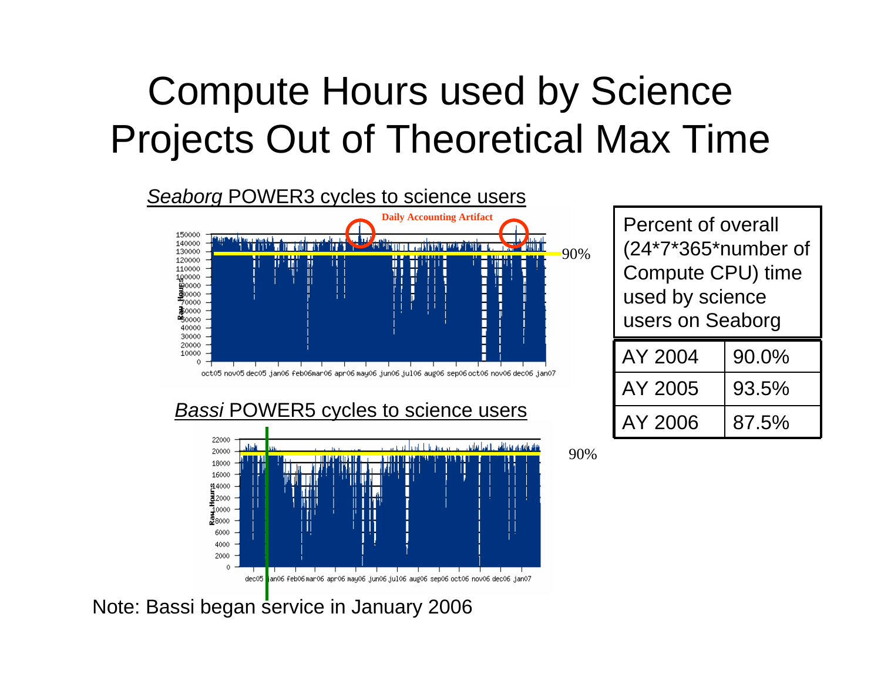# Compute Hours used by Science Projects Out of Theoretical Max Time

*Seaborg* POWER3 cycles to science users

Daily Accounting Artifact

90%

*Bassi* POWER5 cycles to science users

90%

| Percent of overall (24*7*365*number of Compute CPU) time used by science users on Seaborg | |
|---|---|
| AY 2004 | 90.0% |
| AY 2005 | 93.5% |
| AY 2006 | 87.5% |

Note: Bassi began service in January 2006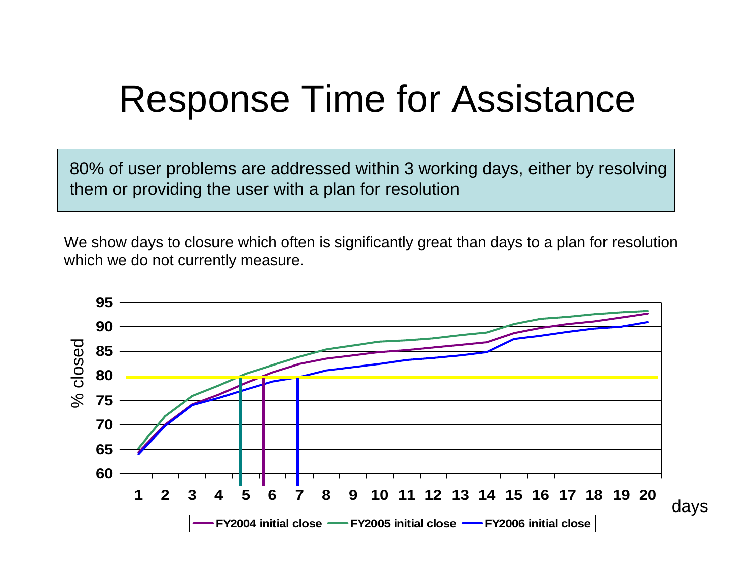# Response Time for Assistance

80% of user problems are addressed within 3 working days, either by resolving them or providing the user with a plan for resolution

We show days to closure which often is significantly great than days to a plan for resolution which we do not currently measure.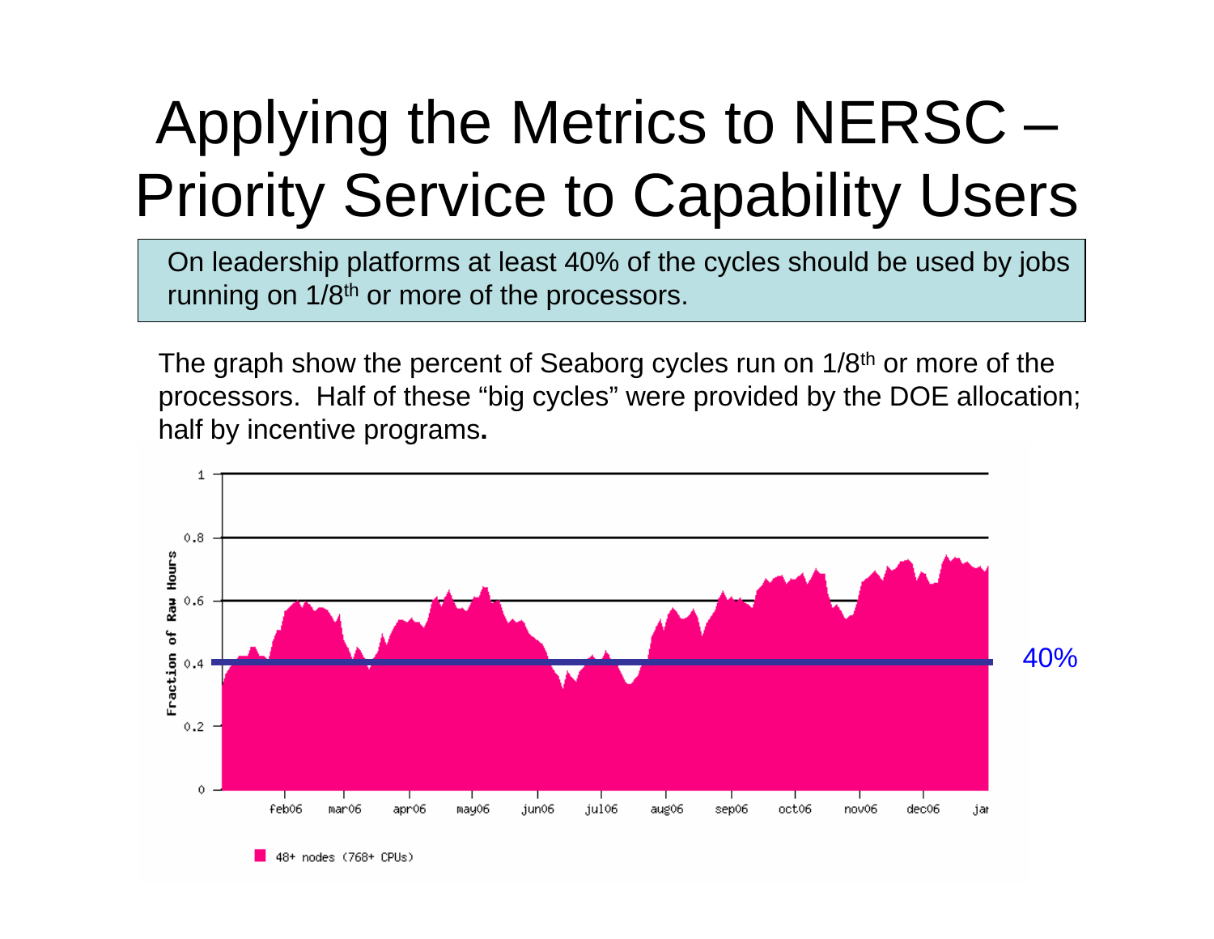# Applying the Metrics to NERSC – Priority Service to Capability Users

On leadership platforms at least 40% of the cycles should be used by jobs running on 1/8th or more of the processors.

The graph show the percent of Seaborg cycles run on 1/8th or more of the processors. Half of these "big cycles" were provided by the DOE allocation; half by incentive programs**.**

Fraction of Raw Hours

1

0.8

0.6

0.4

0.2

0

feb06 mar06 apr06 may06 jun06 jul06 aug06 sep06 oct06 nov06 dec06 jan

40%

48+ nodes (768+ CPUs)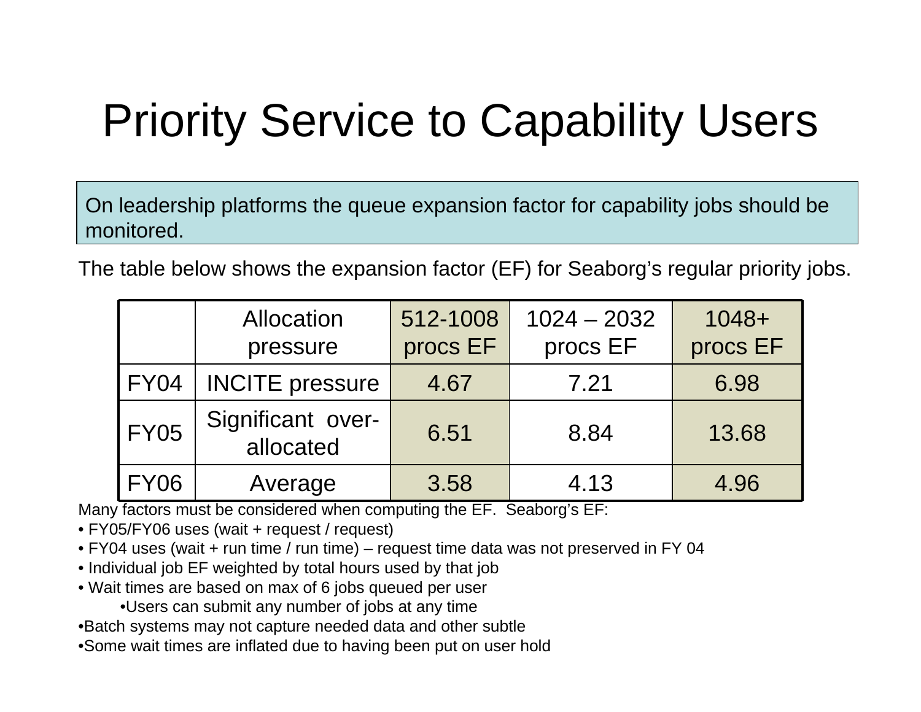# Priority Service to Capability Users

On leadership platforms the queue expansion factor for capability jobs should be monitored.

The table below shows the expansion factor (EF) for Seaborg's regular priority jobs.

| | Allocation pressure | 512-1008 procs EF | 1024 – 2032 procs EF | 1048+ procs EF |
|---|---|---|---|---|
| FY04 | INCITE pressure | 4.67 | 7.21 | 6.98 |
| FY05 | Significant over-allocated | 6.51 | 8.84 | 13.68 |
| FY06 | Average | 3.58 | 4.13 | 4.96 |

Many factors must be considered when computing the EF. Seaborg's EF:

- FY05/FY06 uses (wait + request / request)
- FY04 uses (wait + run time / run time) – request time data was not preserved in FY 04
- Individual job EF weighted by total hours used by that job
- Wait times are based on max of 6 jobs queued per user
    - Users can submit any number of jobs at any time
- Batch systems may not capture needed data and other subtle
- Some wait times are inflated due to having been put on user hold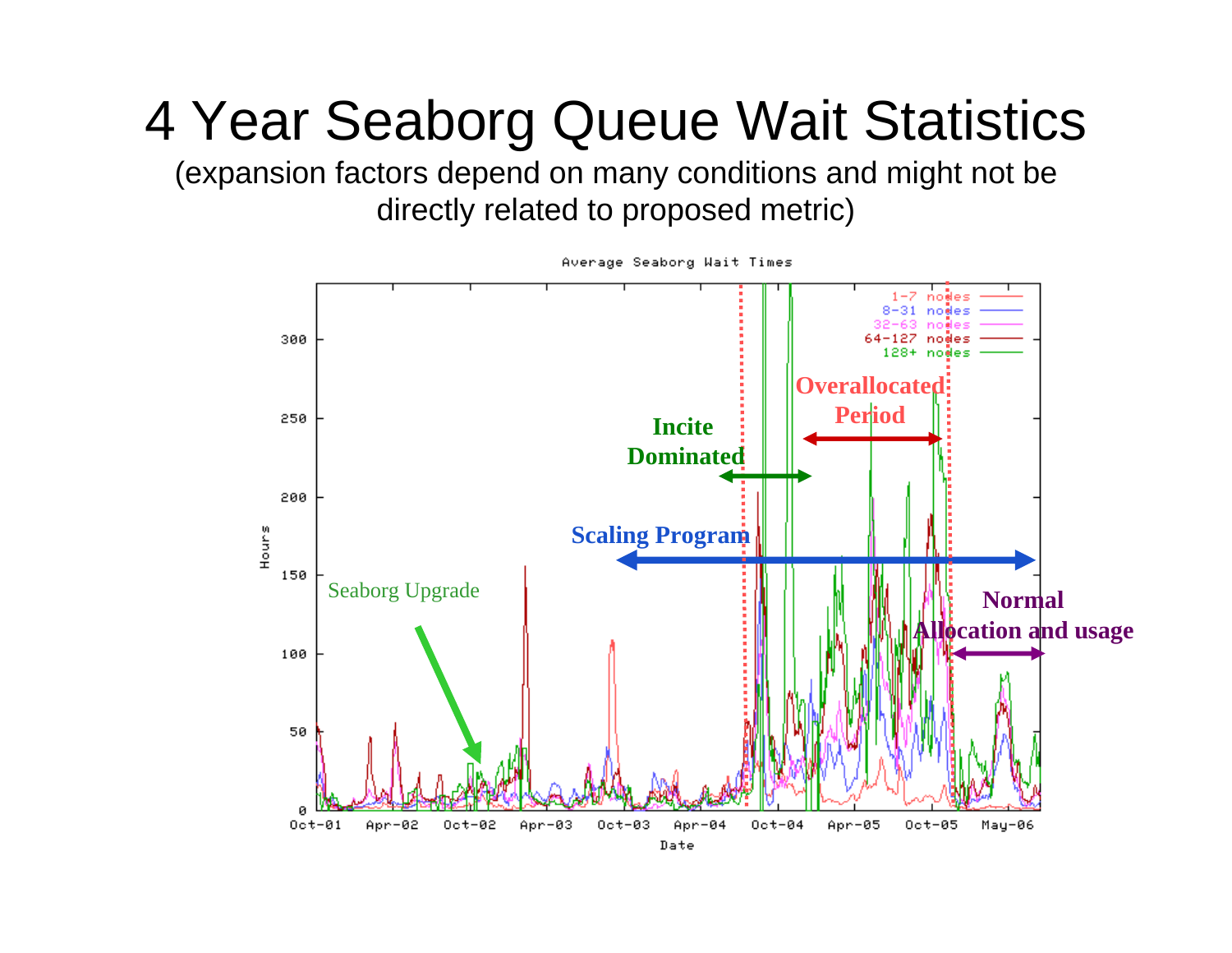# 4 Year Seaborg Queue Wait Statistics

(expansion factors depend on many conditions and might not be directly related to proposed metric)

Average Seaborg Wait Times

Seaborg Upgrade

Incite Dominated

Overallocated Period

Scaling Program

Normal Allocation and usage

1-7 nodes
8-31 nodes
32-63 nodes
64-127 nodes
128+ nodes

Hours

Date

Oct-01 Apr-02 Oct-02 Apr-03 Oct-03 Apr-04 Oct-04 Apr-05 Oct-05 May-06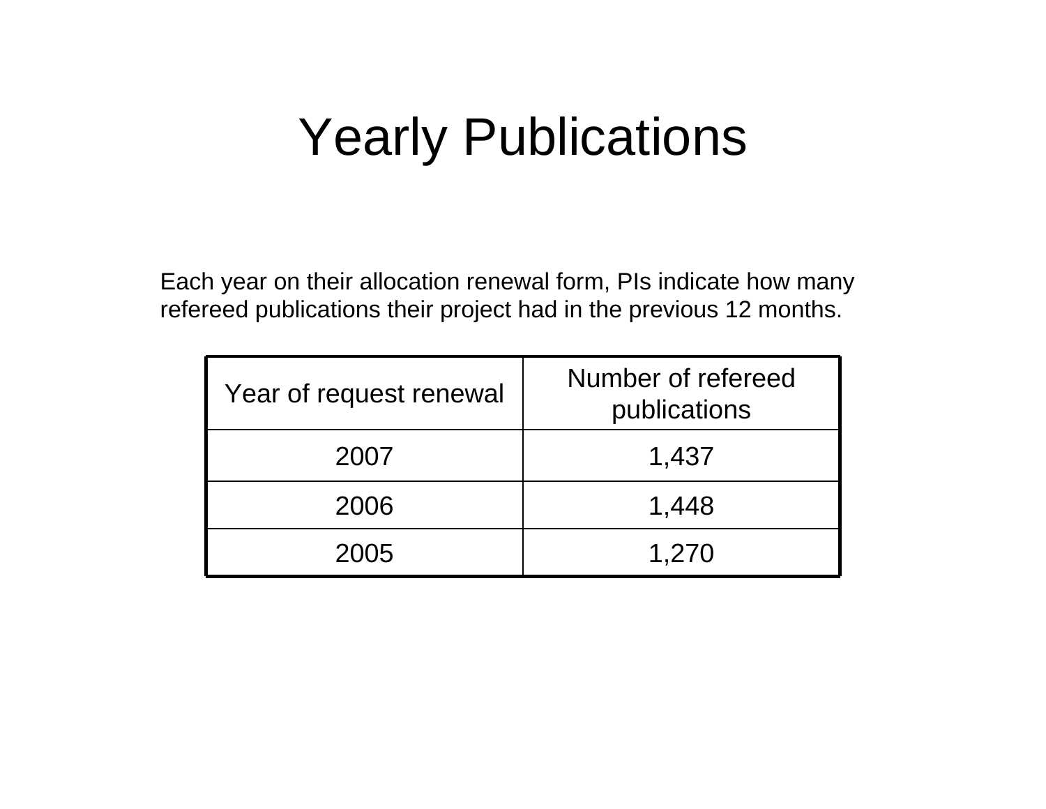# Yearly Publications

Each year on their allocation renewal form, PIs indicate how many refereed publications their project had in the previous 12 months.

| Year of request renewal | Number of refereed publications |
|---|---|
| 2007 | 1,437 |
| 2006 | 1,448 |
| 2005 | 1,270 |